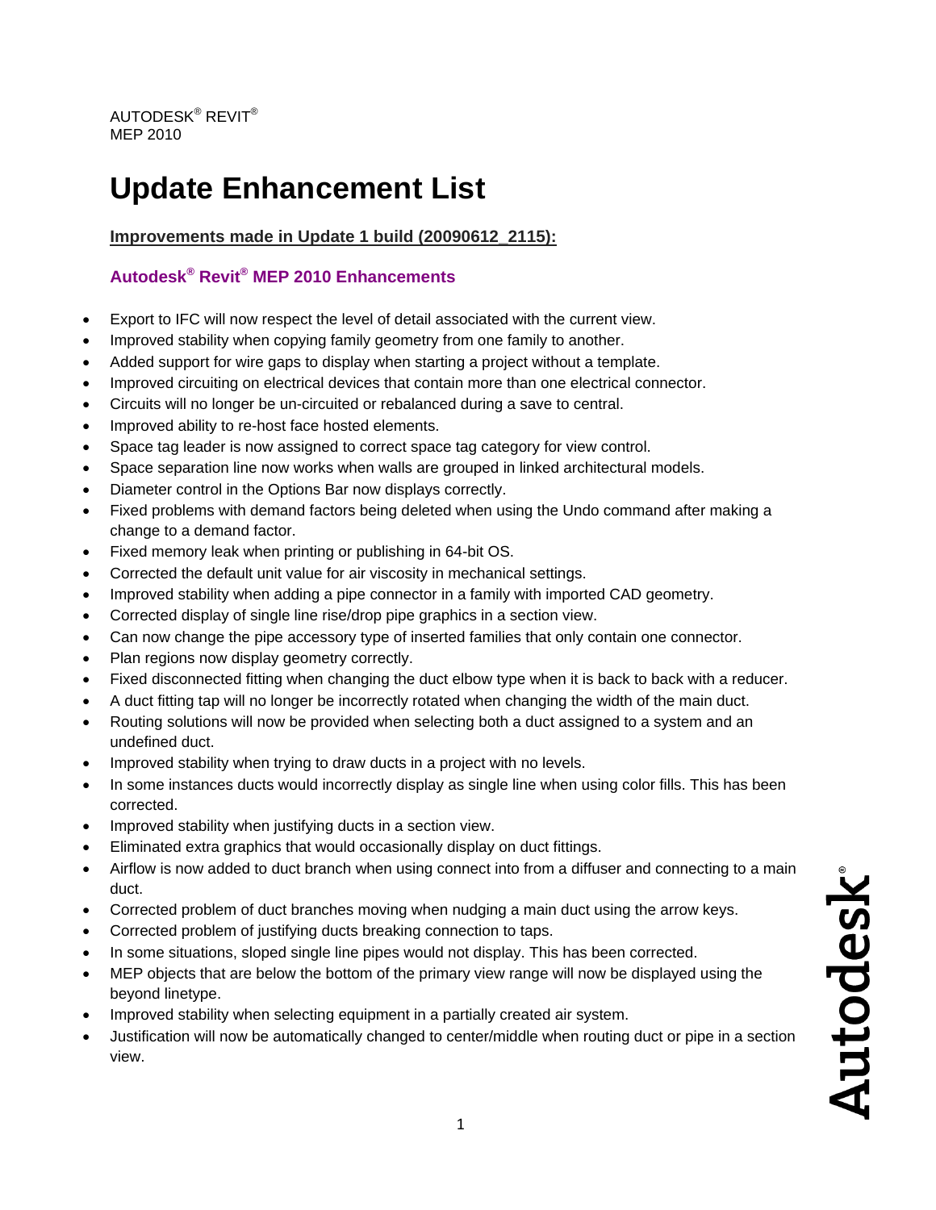AUTODESK® REVIT®
MEP 2010

# Update Enhancement List

**Improvements made in Update 1 build (20090612_2115):**

## Autodesk® Revit® MEP 2010 Enhancements

- Export to IFC will now respect the level of detail associated with the current view.
- Improved stability when copying family geometry from one family to another.
- Added support for wire gaps to display when starting a project without a template.
- Improved circuiting on electrical devices that contain more than one electrical connector.
- Circuits will no longer be un-circuited or rebalanced during a save to central.
- Improved ability to re-host face hosted elements.
- Space tag leader is now assigned to correct space tag category for view control.
- Space separation line now works when walls are grouped in linked architectural models.
- Diameter control in the Options Bar now displays correctly.
- Fixed problems with demand factors being deleted when using the Undo command after making a change to a demand factor.
- Fixed memory leak when printing or publishing in 64-bit OS.
- Corrected the default unit value for air viscosity in mechanical settings.
- Improved stability when adding a pipe connector in a family with imported CAD geometry.
- Corrected display of single line rise/drop pipe graphics in a section view.
- Can now change the pipe accessory type of inserted families that only contain one connector.
- Plan regions now display geometry correctly.
- Fixed disconnected fitting when changing the duct elbow type when it is back to back with a reducer.
- A duct fitting tap will no longer be incorrectly rotated when changing the width of the main duct.
- Routing solutions will now be provided when selecting both a duct assigned to a system and an undefined duct.
- Improved stability when trying to draw ducts in a project with no levels.
- In some instances ducts would incorrectly display as single line when using color fills. This has been corrected.
- Improved stability when justifying ducts in a section view.
- Eliminated extra graphics that would occasionally display on duct fittings.
- Airflow is now added to duct branch when using connect into from a diffuser and connecting to a main duct.
- Corrected problem of duct branches moving when nudging a main duct using the arrow keys.
- Corrected problem of justifying ducts breaking connection to taps.
- In some situations, sloped single line pipes would not display. This has been corrected.
- MEP objects that are below the bottom of the primary view range will now be displayed using the beyond linetype.
- Improved stability when selecting equipment in a partially created air system.
- Justification will now be automatically changed to center/middle when routing duct or pipe in a section view.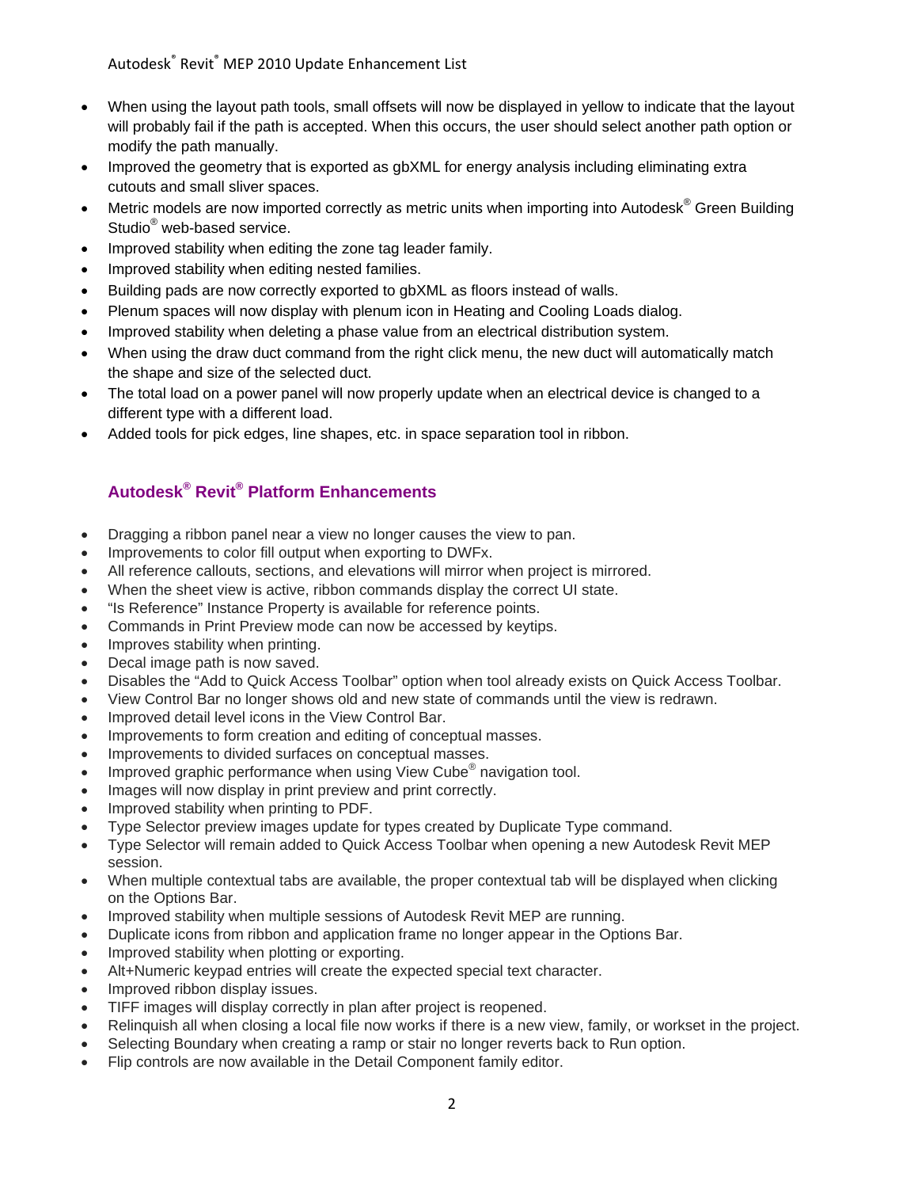- When using the layout path tools, small offsets will now be displayed in yellow to indicate that the layout will probably fail if the path is accepted. When this occurs, the user should select another path option or modify the path manually.
- Improved the geometry that is exported as gbXML for energy analysis including eliminating extra cutouts and small sliver spaces.
- Metric models are now imported correctly as metric units when importing into Autodesk® Green Building Studio® web-based service.
- Improved stability when editing the zone tag leader family.
- Improved stability when editing nested families.
- Building pads are now correctly exported to gbXML as floors instead of walls.
- Plenum spaces will now display with plenum icon in Heating and Cooling Loads dialog.
- Improved stability when deleting a phase value from an electrical distribution system.
- When using the draw duct command from the right click menu, the new duct will automatically match the shape and size of the selected duct.
- The total load on a power panel will now properly update when an electrical device is changed to a different type with a different load.
- Added tools for pick edges, line shapes, etc. in space separation tool in ribbon.

## Autodesk® Revit® Platform Enhancements

- Dragging a ribbon panel near a view no longer causes the view to pan.
- Improvements to color fill output when exporting to DWFx.
- All reference callouts, sections, and elevations will mirror when project is mirrored.
- When the sheet view is active, ribbon commands display the correct UI state.
- "Is Reference" Instance Property is available for reference points.
- Commands in Print Preview mode can now be accessed by keytips.
- Improves stability when printing.
- Decal image path is now saved.
- Disables the "Add to Quick Access Toolbar" option when tool already exists on Quick Access Toolbar.
- View Control Bar no longer shows old and new state of commands until the view is redrawn.
- Improved detail level icons in the View Control Bar.
- Improvements to form creation and editing of conceptual masses.
- Improvements to divided surfaces on conceptual masses.
- Improved graphic performance when using View Cube® navigation tool.
- Images will now display in print preview and print correctly.
- Improved stability when printing to PDF.
- Type Selector preview images update for types created by Duplicate Type command.
- Type Selector will remain added to Quick Access Toolbar when opening a new Autodesk Revit MEP session.
- When multiple contextual tabs are available, the proper contextual tab will be displayed when clicking on the Options Bar.
- Improved stability when multiple sessions of Autodesk Revit MEP are running.
- Duplicate icons from ribbon and application frame no longer appear in the Options Bar.
- Improved stability when plotting or exporting.
- Alt+Numeric keypad entries will create the expected special text character.
- Improved ribbon display issues.
- TIFF images will display correctly in plan after project is reopened.
- Relinquish all when closing a local file now works if there is a new view, family, or workset in the project.
- Selecting Boundary when creating a ramp or stair no longer reverts back to Run option.
- Flip controls are now available in the Detail Component family editor.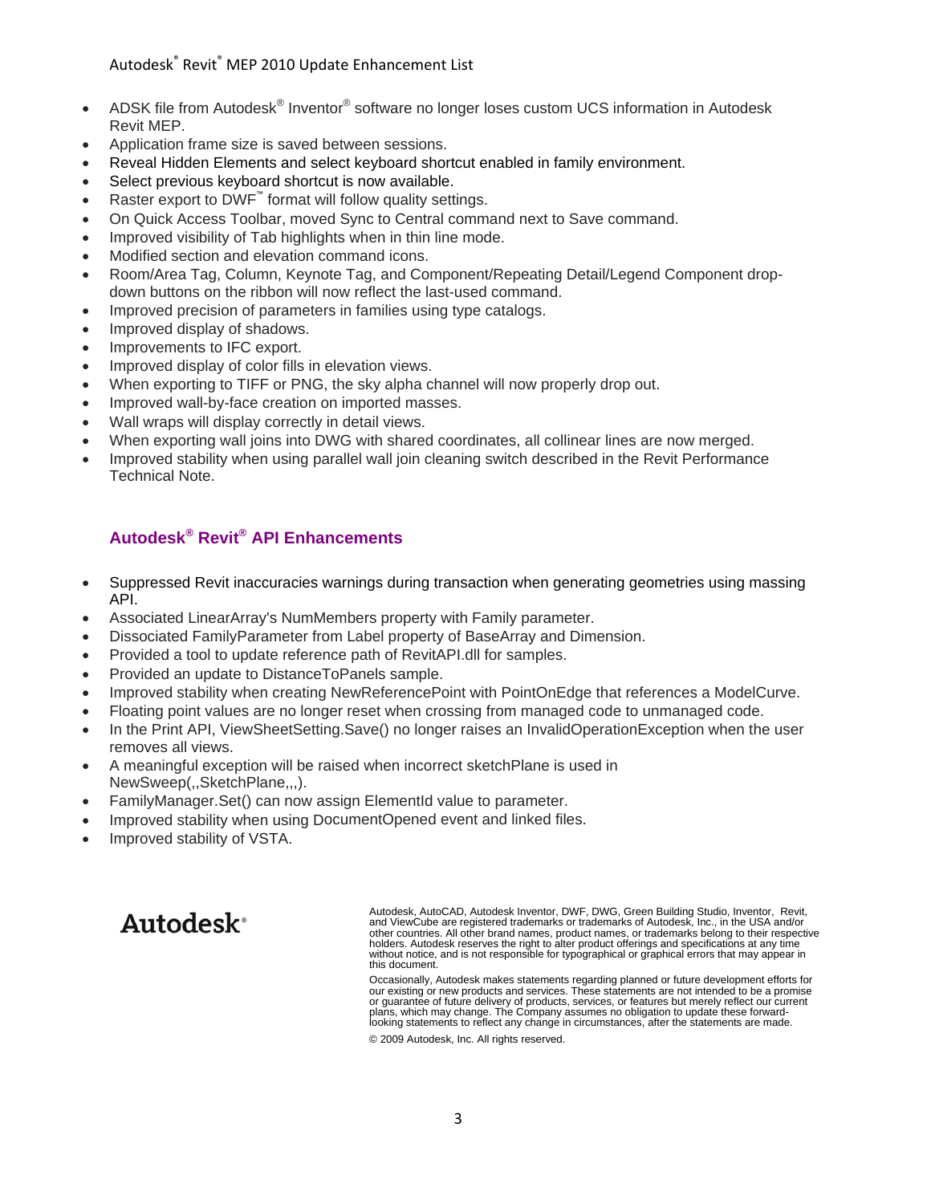- ADSK file from Autodesk® Inventor® software no longer loses custom UCS information in Autodesk Revit MEP.
- Application frame size is saved between sessions.
- Reveal Hidden Elements and select keyboard shortcut enabled in family environment.
- Select previous keyboard shortcut is now available.
- Raster export to DWF™ format will follow quality settings.
- On Quick Access Toolbar, moved Sync to Central command next to Save command.
- Improved visibility of Tab highlights when in thin line mode.
- Modified section and elevation command icons.
- Room/Area Tag, Column, Keynote Tag, and Component/Repeating Detail/Legend Component drop-down buttons on the ribbon will now reflect the last-used command.
- Improved precision of parameters in families using type catalogs.
- Improved display of shadows.
- Improvements to IFC export.
- Improved display of color fills in elevation views.
- When exporting to TIFF or PNG, the sky alpha channel will now properly drop out.
- Improved wall-by-face creation on imported masses.
- Wall wraps will display correctly in detail views.
- When exporting wall joins into DWG with shared coordinates, all collinear lines are now merged.
- Improved stability when using parallel wall join cleaning switch described in the Revit Performance Technical Note.

## Autodesk® Revit® API Enhancements

- Suppressed Revit inaccuracies warnings during transaction when generating geometries using massing API.
- Associated LinearArray's NumMembers property with Family parameter.
- Dissociated FamilyParameter from Label property of BaseArray and Dimension.
- Provided a tool to update reference path of RevitAPI.dll for samples.
- Provided an update to DistanceToPanels sample.
- Improved stability when creating NewReferencePoint with PointOnEdge that references a ModelCurve.
- Floating point values are no longer reset when crossing from managed code to unmanaged code.
- In the Print API, ViewSheetSetting.Save() no longer raises an InvalidOperationException when the user removes all views.
- A meaningful exception will be raised when incorrect sketchPlane is used in NewSweep(,,SketchPlane,,,).
- FamilyManager.Set() can now assign ElementId value to parameter.
- Improved stability when using DocumentOpened event and linked files.
- Improved stability of VSTA.

Autodesk®

Autodesk, AutoCAD, Autodesk Inventor, DWF, DWG, Green Building Studio, Inventor, Revit, and ViewCube are registered trademarks or trademarks of Autodesk, Inc., in the USA and/or other countries. All other brand names, product names, or trademarks belong to their respective holders. Autodesk reserves the right to alter product offerings and specifications at any time without notice, and is not responsible for typographical or graphical errors that may appear in this document.

Occasionally, Autodesk makes statements regarding planned or future development efforts for our existing or new products and services. These statements are not intended to be a promise or guarantee of future delivery of products, services, or features but merely reflect our current plans, which may change. The Company assumes no obligation to update these forward-looking statements to reflect any change in circumstances, after the statements are made.

© 2009 Autodesk, Inc. All rights reserved.